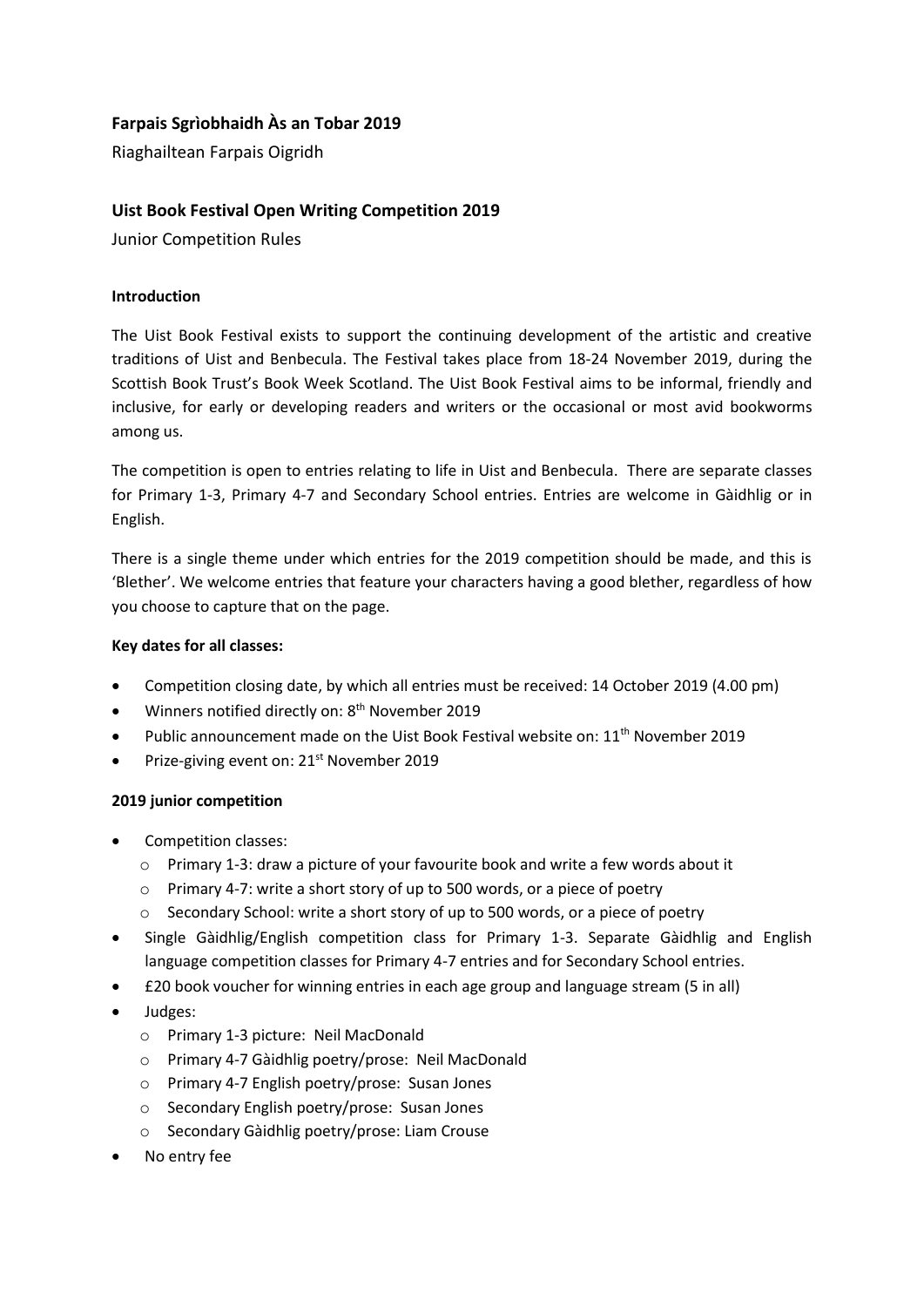## Farpais Sgrìobhaidh Às an Tobar 2019

Riaghailtean Farpais Oigridh

## Uist Book Festival Open Writing Competition 2019

Junior Competition Rules

**Introduction**

The Uist Book Festival exists to support the continuing development of the artistic and creative traditions of Uist and Benbecula. The Festival takes place from 18-24 November 2019, during the Scottish Book Trust's Book Week Scotland. The Uist Book Festival aims to be informal, friendly and inclusive, for early or developing readers and writers or the occasional or most avid bookworms among us.

The competition is open to entries relating to life in Uist and Benbecula. There are separate classes for Primary 1-3, Primary 4-7 and Secondary School entries. Entries are welcome in Gàidhlig or in English.

There is a single theme under which entries for the 2019 competition should be made, and this is 'Blether'. We welcome entries that feature your characters having a good blether, regardless of how you choose to capture that on the page.

**Key dates for all classes:**

- Competition closing date, by which all entries must be received: 14 October 2019 (4.00 pm)
- Winners notified directly on: 8th November 2019
- Public announcement made on the Uist Book Festival website on: 11th November 2019
- Prize-giving event on: 21st November 2019

**2019 junior competition**

- Competition classes:
  - Primary 1-3: draw a picture of your favourite book and write a few words about it
  - Primary 4-7: write a short story of up to 500 words, or a piece of poetry
  - Secondary School: write a short story of up to 500 words, or a piece of poetry
- Single Gàidhlig/English competition class for Primary 1-3. Separate Gàidhlig and English language competition classes for Primary 4-7 entries and for Secondary School entries.
- £20 book voucher for winning entries in each age group and language stream (5 in all)
- Judges:
  - Primary 1-3 picture: Neil MacDonald
  - Primary 4-7 Gàidhlig poetry/prose: Neil MacDonald
  - Primary 4-7 English poetry/prose: Susan Jones
  - Secondary English poetry/prose: Susan Jones
  - Secondary Gàidhlig poetry/prose: Liam Crouse
- No entry fee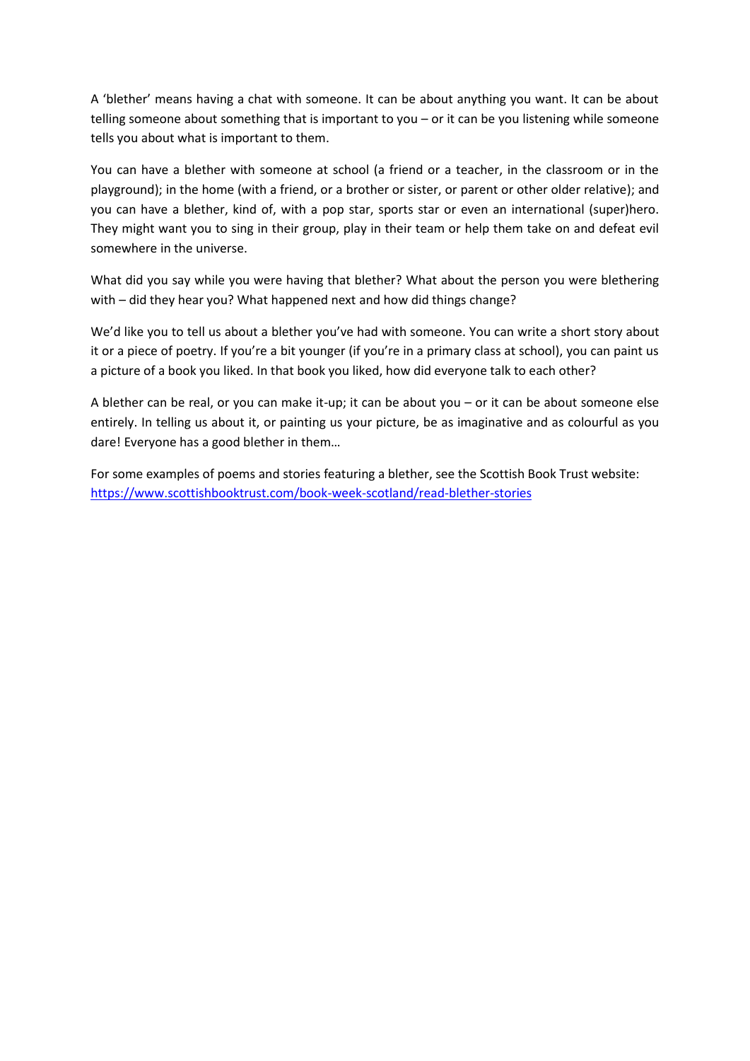A 'blether' means having a chat with someone. It can be about anything you want. It can be about telling someone about something that is important to you – or it can be you listening while someone tells you about what is important to them.

You can have a blether with someone at school (a friend or a teacher, in the classroom or in the playground); in the home (with a friend, or a brother or sister, or parent or other older relative); and you can have a blether, kind of, with a pop star, sports star or even an international (super)hero. They might want you to sing in their group, play in their team or help them take on and defeat evil somewhere in the universe.

What did you say while you were having that blether? What about the person you were blethering with – did they hear you? What happened next and how did things change?

We'd like you to tell us about a blether you've had with someone. You can write a short story about it or a piece of poetry. If you're a bit younger (if you're in a primary class at school), you can paint us a picture of a book you liked. In that book you liked, how did everyone talk to each other?

A blether can be real, or you can make it-up; it can be about you – or it can be about someone else entirely. In telling us about it, or painting us your picture, be as imaginative and as colourful as you dare! Everyone has a good blether in them…

For some examples of poems and stories featuring a blether, see the Scottish Book Trust website: [https://www.scottishbooktrust.com/book-week-scotland/read-blether-stories](https://www.scottishbooktrust.com/book-week-scotland/read-blether-stories)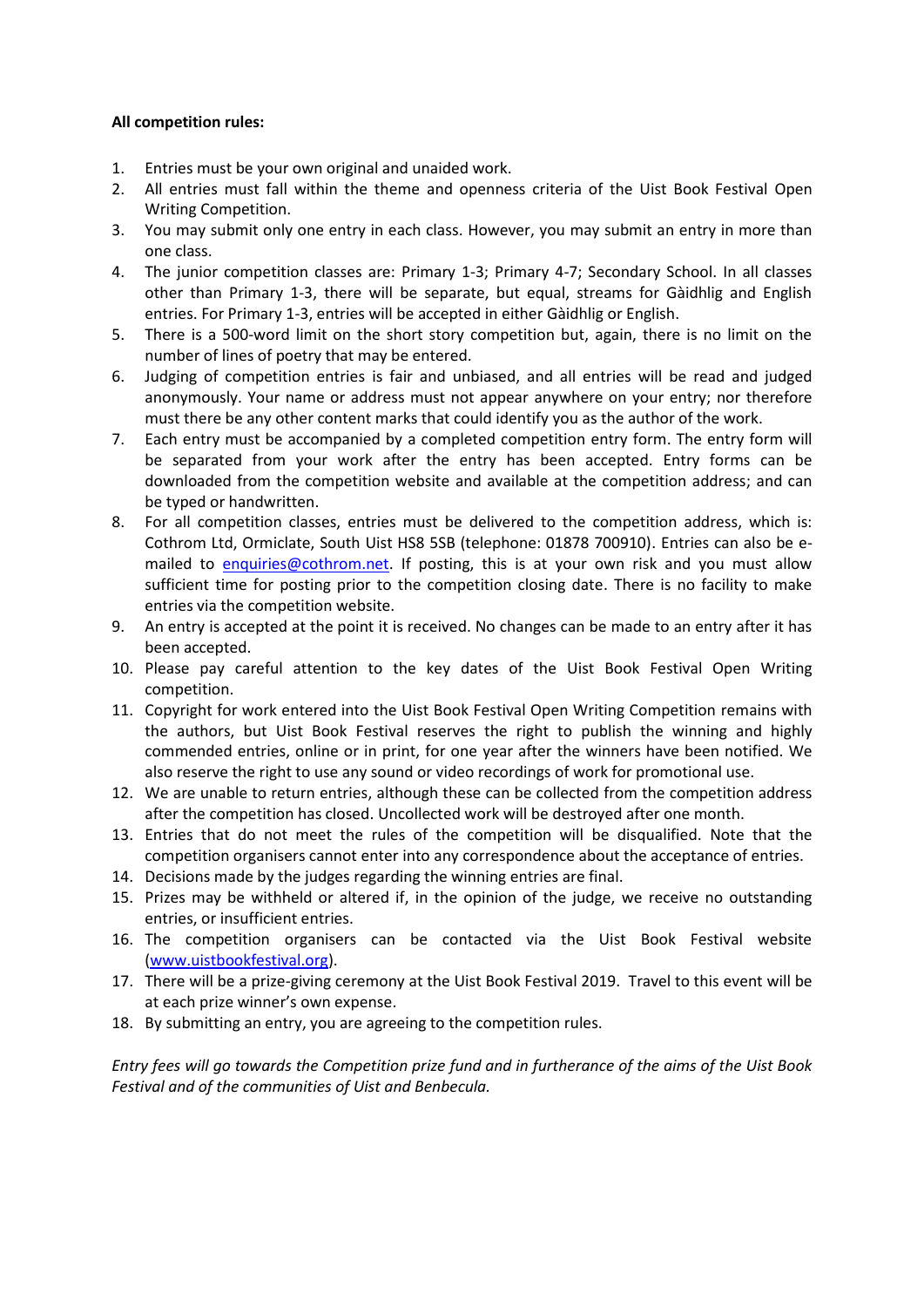**All competition rules:**

1. Entries must be your own original and unaided work.
2. All entries must fall within the theme and openness criteria of the Uist Book Festival Open Writing Competition.
3. You may submit only one entry in each class. However, you may submit an entry in more than one class.
4. The junior competition classes are: Primary 1-3; Primary 4-7; Secondary School. In all classes other than Primary 1-3, there will be separate, but equal, streams for Gàidhlig and English entries. For Primary 1-3, entries will be accepted in either Gàidhlig or English.
5. There is a 500-word limit on the short story competition but, again, there is no limit on the number of lines of poetry that may be entered.
6. Judging of competition entries is fair and unbiased, and all entries will be read and judged anonymously. Your name or address must not appear anywhere on your entry; nor therefore must there be any other content marks that could identify you as the author of the work.
7. Each entry must be accompanied by a completed competition entry form. The entry form will be separated from your work after the entry has been accepted. Entry forms can be downloaded from the competition website and available at the competition address; and can be typed or handwritten.
8. For all competition classes, entries must be delivered to the competition address, which is: Cothrom Ltd, Ormiclate, South Uist HS8 5SB (telephone: 01878 700910). Entries can also be e-mailed to [enquiries@cothrom.net](mailto:enquiries@cothrom.net). If posting, this is at your own risk and you must allow sufficient time for posting prior to the competition closing date. There is no facility to make entries via the competition website.
9. An entry is accepted at the point it is received. No changes can be made to an entry after it has been accepted.
10. Please pay careful attention to the key dates of the Uist Book Festival Open Writing competition.
11. Copyright for work entered into the Uist Book Festival Open Writing Competition remains with the authors, but Uist Book Festival reserves the right to publish the winning and highly commended entries, online or in print, for one year after the winners have been notified. We also reserve the right to use any sound or video recordings of work for promotional use.
12. We are unable to return entries, although these can be collected from the competition address after the competition has closed. Uncollected work will be destroyed after one month.
13. Entries that do not meet the rules of the competition will be disqualified. Note that the competition organisers cannot enter into any correspondence about the acceptance of entries.
14. Decisions made by the judges regarding the winning entries are final.
15. Prizes may be withheld or altered if, in the opinion of the judge, we receive no outstanding entries, or insufficient entries.
16. The competition organisers can be contacted via the Uist Book Festival website ([www.uistbookfestival.org](http://www.uistbookfestival.org)).
17. There will be a prize-giving ceremony at the Uist Book Festival 2019. Travel to this event will be at each prize winner's own expense.
18. By submitting an entry, you are agreeing to the competition rules.

*Entry fees will go towards the Competition prize fund and in furtherance of the aims of the Uist Book Festival and of the communities of Uist and Benbecula.*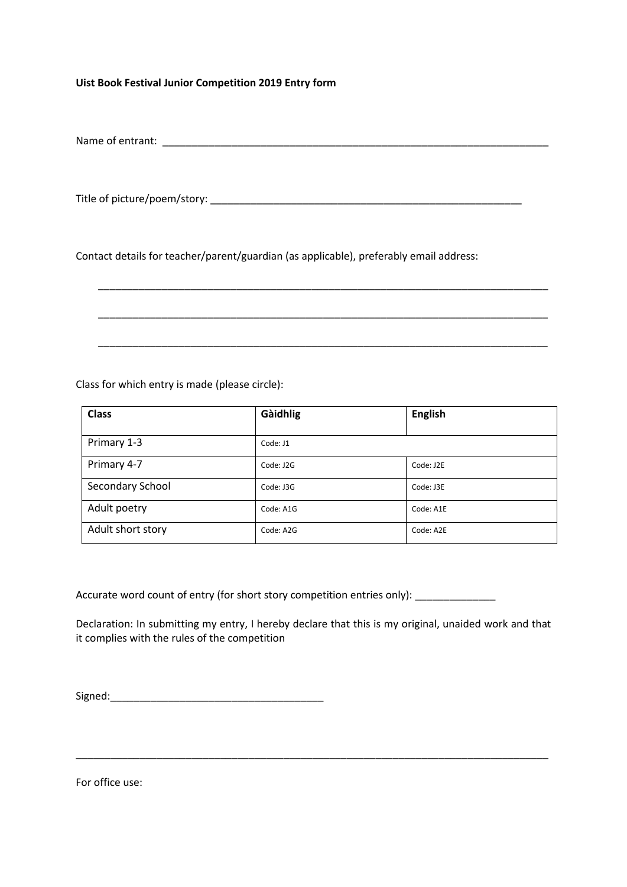**Uist Book Festival Junior Competition 2019 Entry form**

Name of entrant: ______________________________________________________________________

Title of picture/poem/story: ________________________________________________________

Contact details for teacher/parent/guardian (as applicable), preferably email address:

________________________________________________________________________________

________________________________________________________________________________

________________________________________________________________________________

Class for which entry is made (please circle):

| **Class** | **Gàidhlig** | **English** |
|---|---|---|
| Primary 1-3 | Code: J1 | |
| Primary 4-7 | Code: J2G | Code: J2E |
| Secondary School | Code: J3G | Code: J3E |
| Adult poetry | Code: A1G | Code: A1E |
| Adult short story | Code: A2G | Code: A2E |

Accurate word count of entry (for short story competition entries only): ______________

Declaration: In submitting my entry, I hereby declare that this is my original, unaided work and that it complies with the rules of the competition

Signed:_____________________________________

________________________________________________________________________________

For office use: